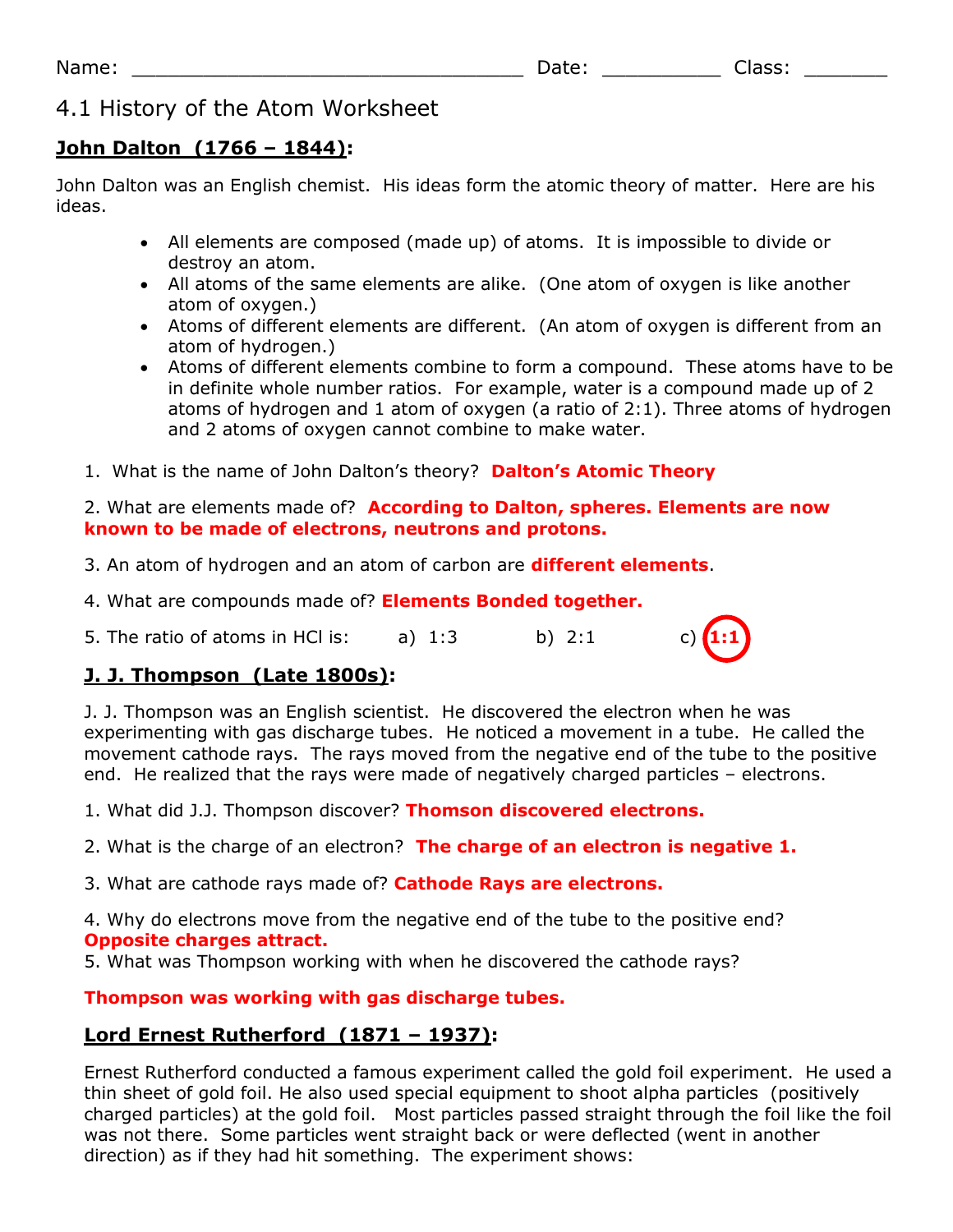Name: ________________________________ Date: __________ Class: _______

# 4.1 History of the Atom Worksheet

## John Dalton (1766 – 1844):

John Dalton was an English chemist. His ideas form the atomic theory of matter. Here are his ideas.

- All elements are composed (made up) of atoms. It is impossible to divide or destroy an atom.
- All atoms of the same elements are alike. (One atom of oxygen is like another atom of oxygen.)
- Atoms of different elements are different. (An atom of oxygen is different from an atom of hydrogen.)
- Atoms of different elements combine to form a compound. These atoms have to be in definite whole number ratios. For example, water is a compound made up of 2 atoms of hydrogen and 1 atom of oxygen (a ratio of 2:1). Three atoms of hydrogen and 2 atoms of oxygen cannot combine to make water.

1. What is the name of John Dalton's theory? **Dalton's Atomic Theory**

2. What are elements made of? **According to Dalton, spheres. Elements are now known to be made of electrons, neutrons and protons.**

3. An atom of hydrogen and an atom of carbon are **different elements**.

4. What are compounds made of? **Elements Bonded together.**

5. The ratio of atoms in HCl is: a) 1:3 b) 2:1 c) **1:1** (circled)

## J. J. Thompson (Late 1800s):

J. J. Thompson was an English scientist. He discovered the electron when he was experimenting with gas discharge tubes. He noticed a movement in a tube. He called the movement cathode rays. The rays moved from the negative end of the tube to the positive end. He realized that the rays were made of negatively charged particles – electrons.

1. What did J.J. Thompson discover? **Thomson discovered electrons.**

2. What is the charge of an electron? **The charge of an electron is negative 1.**

3. What are cathode rays made of? **Cathode Rays are electrons.**

4. Why do electrons move from the negative end of the tube to the positive end? **Opposite charges attract.**

5. What was Thompson working with when he discovered the cathode rays?

**Thompson was working with gas discharge tubes.**

## Lord Ernest Rutherford (1871 – 1937):

Ernest Rutherford conducted a famous experiment called the gold foil experiment. He used a thin sheet of gold foil. He also used special equipment to shoot alpha particles (positively charged particles) at the gold foil. Most particles passed straight through the foil like the foil was not there. Some particles went straight back or were deflected (went in another direction) as if they had hit something. The experiment shows: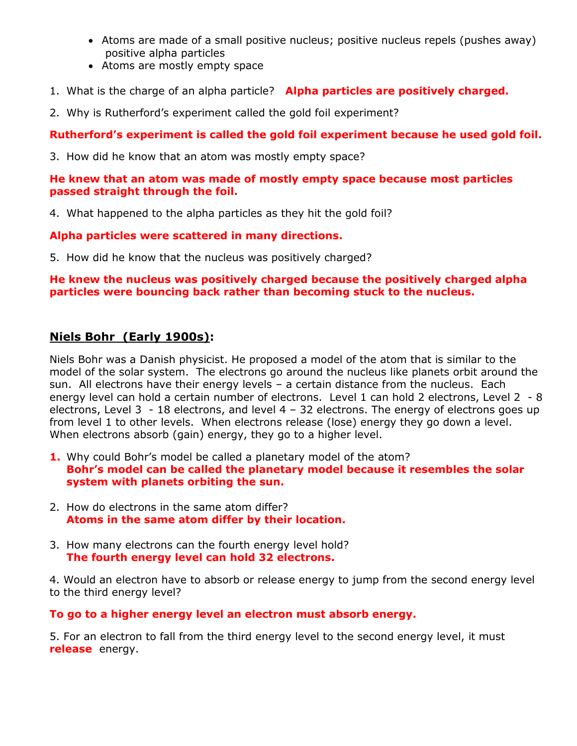- Atoms are made of a small positive nucleus; positive nucleus repels (pushes away) positive alpha particles
- Atoms are mostly empty space

1. What is the charge of an alpha particle? **Alpha particles are positively charged.**

2. Why is Rutherford's experiment called the gold foil experiment?

**Rutherford's experiment is called the gold foil experiment because he used gold foil.**

3. How did he know that an atom was mostly empty space?

**He knew that an atom was made of mostly empty space because most particles passed straight through the foil.**

4. What happened to the alpha particles as they hit the gold foil?

**Alpha particles were scattered in many directions.**

5. How did he know that the nucleus was positively charged?

**He knew the nucleus was positively charged because the positively charged alpha particles were bouncing back rather than becoming stuck to the nucleus.**

## Niels Bohr (Early 1900s):

Niels Bohr was a Danish physicist. He proposed a model of the atom that is similar to the model of the solar system. The electrons go around the nucleus like planets orbit around the sun. All electrons have their energy levels – a certain distance from the nucleus. Each energy level can hold a certain number of electrons. Level 1 can hold 2 electrons, Level 2 - 8 electrons, Level 3 - 18 electrons, and level 4 – 32 electrons. The energy of electrons goes up from level 1 to other levels. When electrons release (lose) energy they go down a level. When electrons absorb (gain) energy, they go to a higher level.

1. Why could Bohr's model be called a planetary model of the atom?
   **Bohr's model can be called the planetary model because it resembles the solar system with planets orbiting the sun.**

2. How do electrons in the same atom differ?
   **Atoms in the same atom differ by their location.**

3. How many electrons can the fourth energy level hold?
   **The fourth energy level can hold 32 electrons.**

4. Would an electron have to absorb or release energy to jump from the second energy level to the third energy level?

**To go to a higher energy level an electron must absorb energy.**

5. For an electron to fall from the third energy level to the second energy level, it must **release** energy.